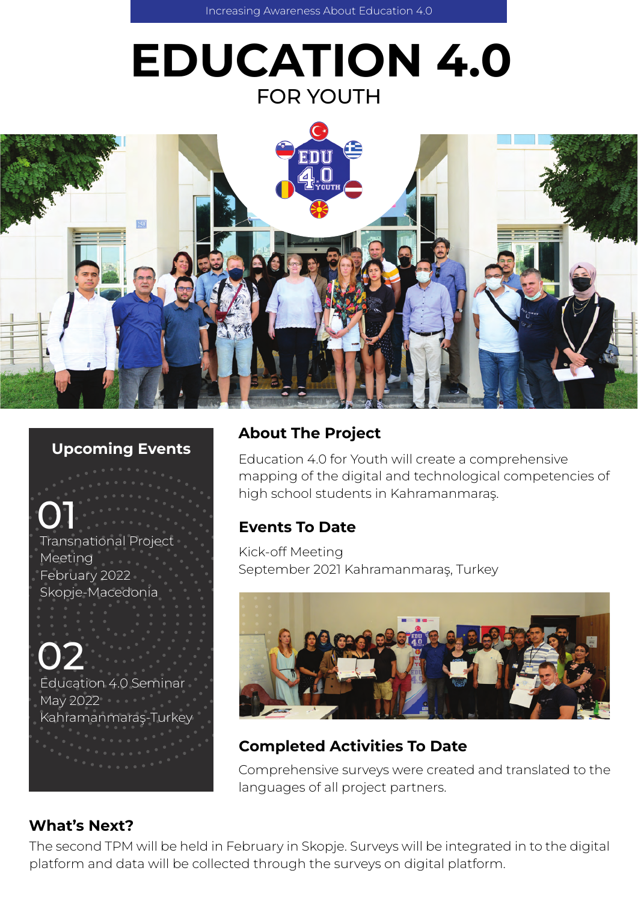Increasing Awareness About Education 4.0

# EDUCATION 4.0

## FOR YOUTH

### Upcoming Events

**01**

Transnational Project Meeting
February 2022
Skopje-Macedonia

**02**

Education 4.0 Seminar
May 2022
Kahramanmaraş-Turkey

### About The Project

Education 4.0 for Youth will create a comprehensive mapping of the digital and technological competencies of high school students in Kahramanmaraş.

### Events To Date

Kick-off Meeting
September 2021 Kahramanmaraş, Turkey

### Completed Activities To Date

Comprehensive surveys were created and translated to the languages of all project partners.

### What's Next?

The second TPM will be held in February in Skopje. Surveys will be integrated in to the digital platform and data will be collected through the surveys on digital platform.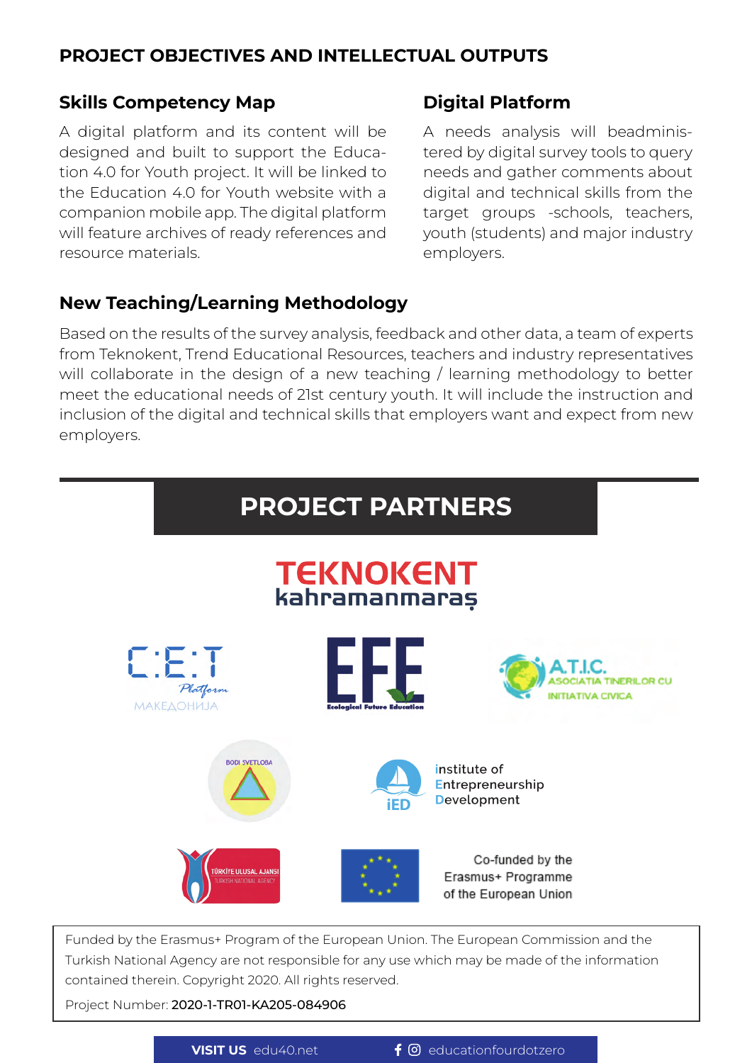## PROJECT OBJECTIVES AND INTELLECTUAL OUTPUTS

### Skills Competency Map

A digital platform and its content will be designed and built to support the Education 4.0 for Youth project. It will be linked to the Education 4.0 for Youth website with a companion mobile app. The digital platform will feature archives of ready references and resource materials.

### Digital Platform

A needs analysis will beadministered by digital survey tools to query needs and gather comments about digital and technical skills from the target groups -schools, teachers, youth (students) and major industry employers.

### New Teaching/Learning Methodology

Based on the results of the survey analysis, feedback and other data, a team of experts from Teknokent, Trend Educational Resources, teachers and industry representatives will collaborate in the design of a new teaching / learning methodology to better meet the educational needs of 21st century youth. It will include the instruction and inclusion of the digital and technical skills that employers want and expect from new employers.

## PROJECT PARTNERS

TEKNOKENT kahramanmaraş

C:E:T Platform МАКЕДОНИЈА

EFE Ecological Future Education

A.T.I.C. ASOCIATIA TINERILOR CU INITIATIVA CIVICA

BODI SVETLOBA

iED institute of Entrepreneurship Development

TÜRKİYE ULUSAL AJANSI TURKISH NATIONAL AGENCY

Co-funded by the Erasmus+ Programme of the European Union

Funded by the Erasmus+ Program of the European Union. The European Commission and the Turkish National Agency are not responsible for any use which may be made of the information contained therein. Copyright 2020. All rights reserved.

Project Number: 2020-1-TR01-KA205-084906

**VISIT US** edu40.net educationfourdotzero